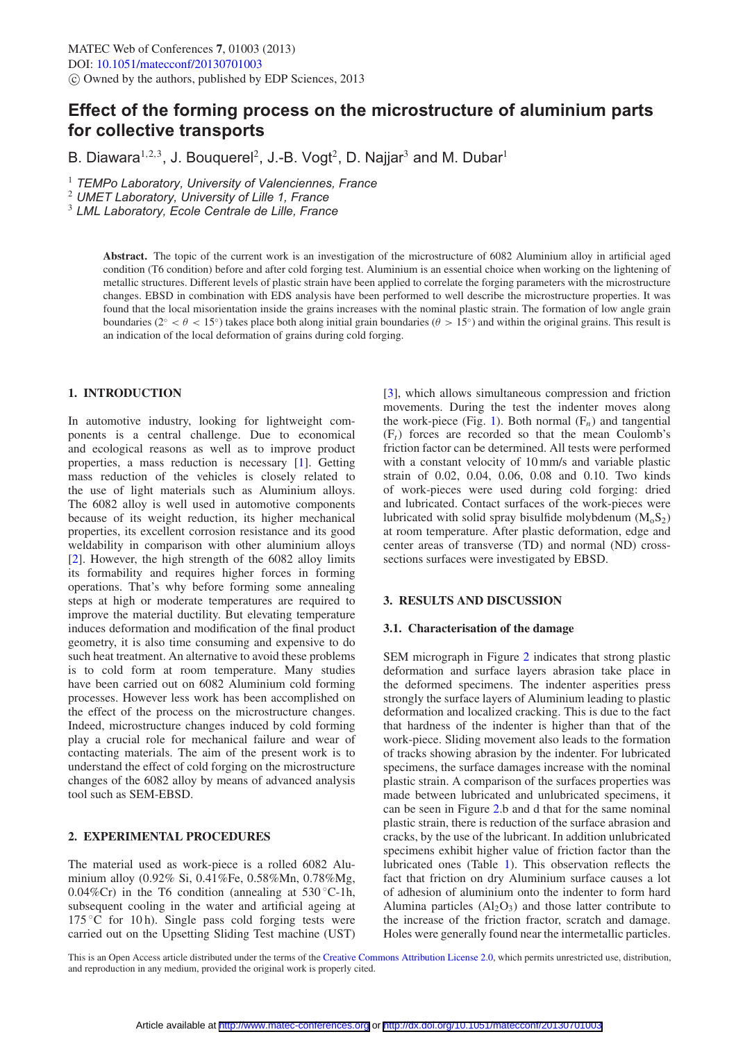# Effect of the forming process on the microstructure of aluminium parts for collective transports

B. Diawara[1,2,3], J. Bouquerel[2], J.-B. Vogt[2], D. Najjar[3] and M. Dubar[1]

[1] *TEMPo Laboratory, University of Valenciennes, France*
[2] *UMET Laboratory, University of Lille 1, France*
[3] *LML Laboratory, Ecole Centrale de Lille, France*

**Abstract.** The topic of the current work is an investigation of the microstructure of 6082 Aluminium alloy in artificial aged condition (T6 condition) before and after cold forging test. Aluminium is an essential choice when working on the lightening of metallic structures. Different levels of plastic strain have been applied to correlate the forging parameters with the microstructure changes. EBSD in combination with EDS analysis have been performed to well describe the microstructure properties. It was found that the local misorientation inside the grains increases with the nominal plastic strain. The formation of low angle grain boundaries ($2^\circ < \theta < 15^\circ$) takes place both along initial grain boundaries ($\theta > 15^\circ$) and within the original grains. This result is an indication of the local deformation of grains during cold forging.

## 1. INTRODUCTION

In automotive industry, looking for lightweight components is a central challenge. Due to economical and ecological reasons as well as to improve product properties, a mass reduction is necessary [1]. Getting mass reduction of the vehicles is closely related to the use of light materials such as Aluminium alloys. The 6082 alloy is well used in automotive components because of its weight reduction, its higher mechanical properties, its excellent corrosion resistance and its good weldability in comparison with other aluminium alloys [2]. However, the high strength of the 6082 alloy limits its formability and requires higher forces in forming operations. That's why before forming some annealing steps at high or moderate temperatures are required to improve the material ductility. But elevating temperature induces deformation and modification of the final product geometry, it is also time consuming and expensive to do such heat treatment. An alternative to avoid these problems is to cold form at room temperature. Many studies have been carried out on 6082 Aluminium cold forming processes. However less work has been accomplished on the effect of the process on the microstructure changes. Indeed, microstructure changes induced by cold forming play a crucial role for mechanical failure and wear of contacting materials. The aim of the present work is to understand the effect of cold forging on the microstructure changes of the 6082 alloy by means of advanced analysis tool such as SEM-EBSD.

## 2. EXPERIMENTAL PROCEDURES

The material used as work-piece is a rolled 6082 Aluminium alloy (0.92% Si, 0.41%Fe, 0.58%Mn, 0.78%Mg, 0.04%Cr) in the T6 condition (annealing at 530 °C-1h, subsequent cooling in the water and artificial ageing at 175 °C for 10 h). Single pass cold forging tests were carried out on the Upsetting Sliding Test machine (UST) [3], which allows simultaneous compression and friction movements. During the test the indenter moves along the work-piece (Fig. 1). Both normal ($F_n$) and tangential ($F_t$) forces are recorded so that the mean Coulomb's friction factor can be determined. All tests were performed with a constant velocity of 10 mm/s and variable plastic strain of 0.02, 0.04, 0.06, 0.08 and 0.10. Two kinds of work-pieces were used during cold forging: dried and lubricated. Contact surfaces of the work-pieces were lubricated with solid spray bisulfide molybdenum ($M_oS_2$) at room temperature. After plastic deformation, edge and center areas of transverse (TD) and normal (ND) cross-sections surfaces were investigated by EBSD.

## 3. RESULTS AND DISCUSSION

### 3.1. Characterisation of the damage

SEM micrograph in Figure 2 indicates that strong plastic deformation and surface layers abrasion take place in the deformed specimens. The indenter asperities press strongly the surface layers of Aluminium leading to plastic deformation and localized cracking. This is due to the fact that hardness of the indenter is higher than that of the work-piece. Sliding movement also leads to the formation of tracks showing abrasion by the indenter. For lubricated specimens, the surface damages increase with the nominal plastic strain. A comparison of the surfaces properties was made between lubricated and unlubricated specimens, it can be seen in Figure 2.b and d that for the same nominal plastic strain, there is reduction of the surface abrasion and cracks, by the use of the lubricant. In addition unlubricated specimens exhibit higher value of friction factor than the lubricated ones (Table 1). This observation reflects the fact that friction on dry Aluminium surface causes a lot of adhesion of aluminium onto the indenter to form hard Alumina particles ($Al_2O_3$) and those latter contribute to the increase of the friction fractor, scratch and damage. Holes were generally found near the intermetallic particles.

This is an Open Access article distributed under the terms of the Creative Commons Attribution License 2.0, which permits unrestricted use, distribution, and reproduction in any medium, provided the original work is properly cited.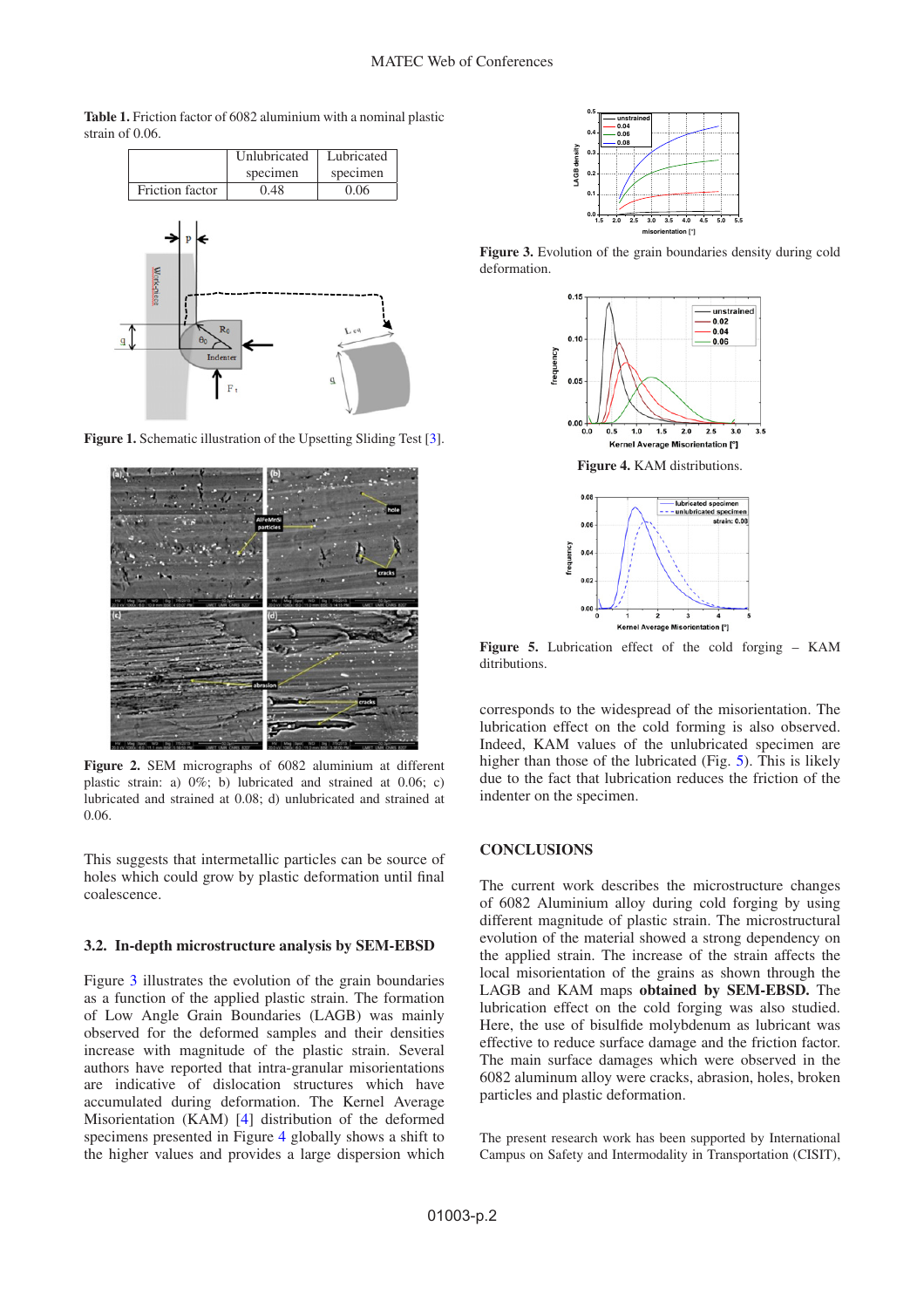**Table 1.** Friction factor of 6082 aluminium with a nominal plastic strain of 0.06.

| | Unlubricated specimen | Lubricated specimen |
|---|---|---|
| Friction factor | 0.48 | 0.06 |

**Figure 1.** Schematic illustration of the Upsetting Sliding Test [3].

**Figure 2.** SEM micrographs of 6082 aluminium at different plastic strain: a) 0%; b) lubricated and strained at 0.06; c) lubricated and strained at 0.08; d) unlubricated and strained at 0.06.

This suggests that intermetallic particles can be source of holes which could grow by plastic deformation until final coalescence.

### 3.2. In-depth microstructure analysis by SEM-EBSD

Figure 3 illustrates the evolution of the grain boundaries as a function of the applied plastic strain. The formation of Low Angle Grain Boundaries (LAGB) was mainly observed for the deformed samples and their densities increase with magnitude of the plastic strain. Several authors have reported that intra-granular misorientations are indicative of dislocation structures which have accumulated during deformation. The Kernel Average Misorientation (KAM) [4] distribution of the deformed specimens presented in Figure 4 globally shows a shift to the higher values and provides a large dispersion which corresponds to the widespread of the misorientation. The lubrication effect on the cold forming is also observed. Indeed, KAM values of the unlubricated specimen are higher than those of the lubricated (Fig. 5). This is likely due to the fact that lubrication reduces the friction of the indenter on the specimen.

**Figure 3.** Evolution of the grain boundaries density during cold deformation.

**Figure 4.** KAM distributions.

**Figure 5.** Lubrication effect of the cold forging – KAM ditributions.

## CONCLUSIONS

The current work describes the microstructure changes of 6082 Aluminium alloy during cold forging by using different magnitude of plastic strain. The microstructural evolution of the material showed a strong dependency on the applied strain. The increase of the strain affects the local misorientation of the grains as shown through the LAGB and KAM maps **obtained by SEM-EBSD.** The lubrication effect on the cold forging was also studied. Here, the use of bisulfide molybdenum as lubricant was effective to reduce surface damage and the friction factor. The main surface damages which were observed in the 6082 aluminum alloy were cracks, abrasion, holes, broken particles and plastic deformation.

The present research work has been supported by International Campus on Safety and Intermodality in Transportation (CISIT),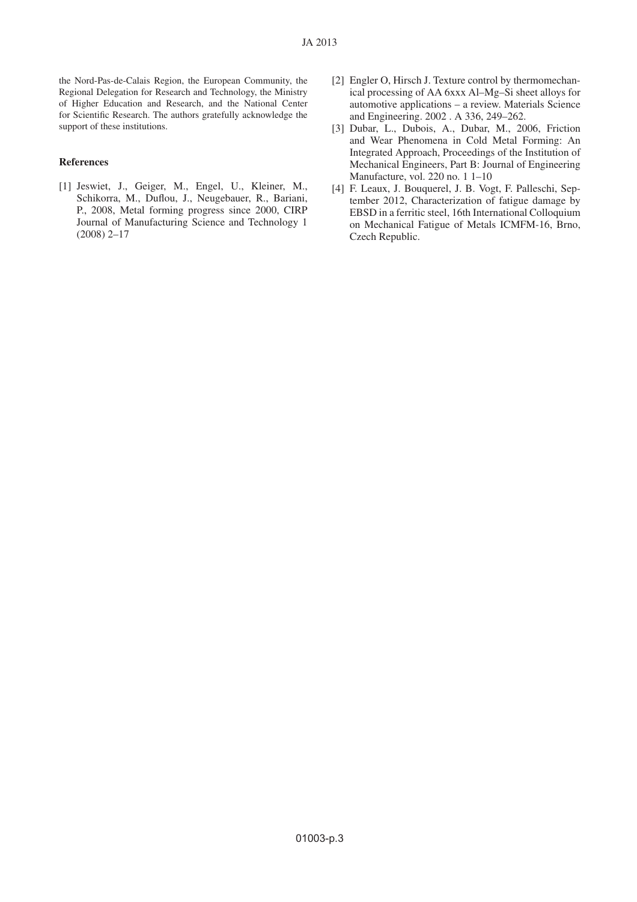the Nord-Pas-de-Calais Region, the European Community, the Regional Delegation for Research and Technology, the Ministry of Higher Education and Research, and the National Center for Scientific Research. The authors gratefully acknowledge the support of these institutions.

## References

[1] Jeswiet, J., Geiger, M., Engel, U., Kleiner, M., Schikorra, M., Duflou, J., Neugebauer, R., Bariani, P., 2008, Metal forming progress since 2000, CIRP Journal of Manufacturing Science and Technology 1 (2008) 2–17

[2] Engler O, Hirsch J. Texture control by thermomechanical processing of AA 6xxx Al–Mg–Si sheet alloys for automotive applications – a review. Materials Science and Engineering. 2002 . A 336, 249–262.

[3] Dubar, L., Dubois, A., Dubar, M., 2006, Friction and Wear Phenomena in Cold Metal Forming: An Integrated Approach, Proceedings of the Institution of Mechanical Engineers, Part B: Journal of Engineering Manufacture, vol. 220 no. 1 1–10

[4] F. Leaux, J. Bouquerel, J. B. Vogt, F. Palleschi, September 2012, Characterization of fatigue damage by EBSD in a ferritic steel, 16th International Colloquium on Mechanical Fatigue of Metals ICMFM-16, Brno, Czech Republic.